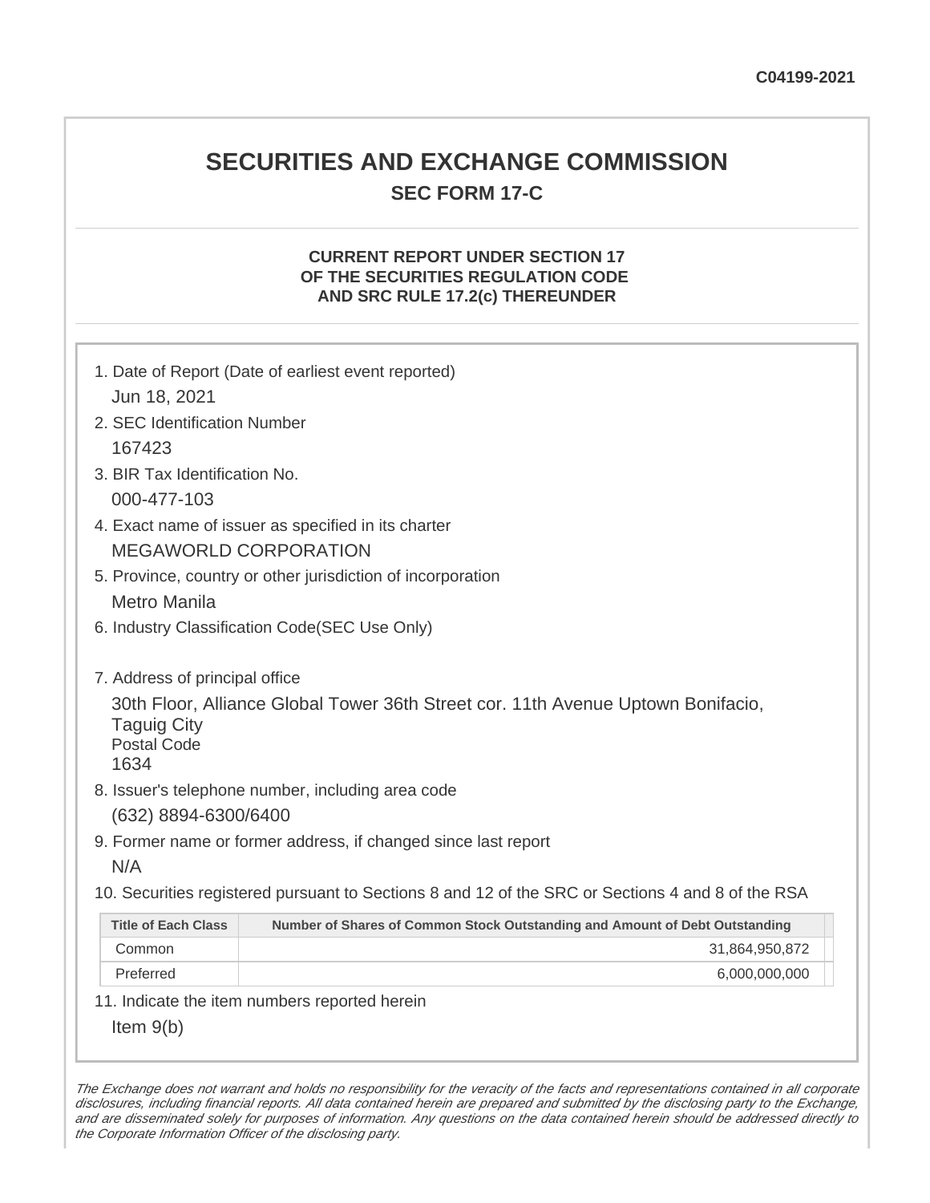C04199-2021

# SECURITIES AND EXCHANGE COMMISSION

## SEC FORM 17-C

### CURRENT REPORT UNDER SECTION 17 OF THE SECURITIES REGULATION CODE AND SRC RULE 17.2(c) THEREUNDER

1. Date of Report (Date of earliest event reported)
   Jun 18, 2021
2. SEC Identification Number
   167423
3. BIR Tax Identification No.
   000-477-103
4. Exact name of issuer as specified in its charter
   MEGAWORLD CORPORATION
5. Province, country or other jurisdiction of incorporation
   Metro Manila
6. Industry Classification Code(SEC Use Only)

7. Address of principal office
   30th Floor, Alliance Global Tower 36th Street cor. 11th Avenue Uptown Bonifacio, Taguig City
   Postal Code
   1634
8. Issuer's telephone number, including area code
   (632) 8894-6300/6400
9. Former name or former address, if changed since last report
   N/A
10. Securities registered pursuant to Sections 8 and 12 of the SRC or Sections 4 and 8 of the RSA

| Title of Each Class | Number of Shares of Common Stock Outstanding and Amount of Debt Outstanding |
|---|---|
| Common | 31,864,950,872 |
| Preferred | 6,000,000,000 |

11. Indicate the item numbers reported herein
    Item 9(b)

*The Exchange does not warrant and holds no responsibility for the veracity of the facts and representations contained in all corporate disclosures, including financial reports. All data contained herein are prepared and submitted by the disclosing party to the Exchange, and are disseminated solely for purposes of information. Any questions on the data contained herein should be addressed directly to the Corporate Information Officer of the disclosing party.*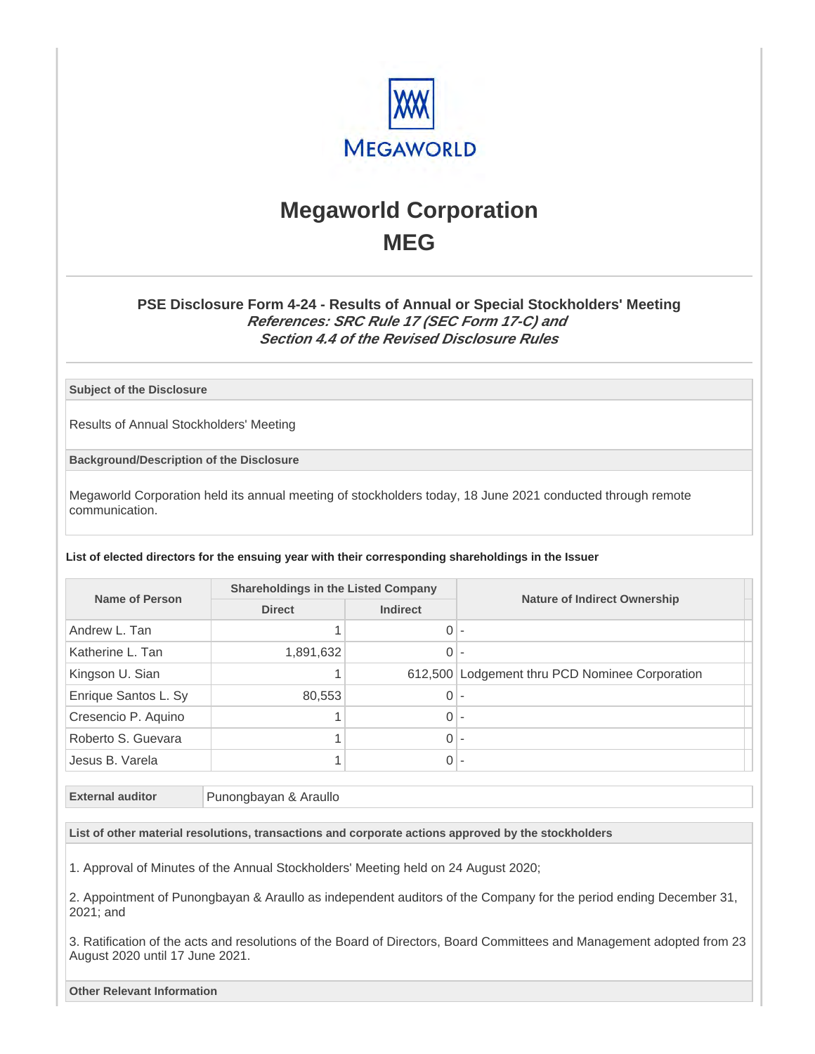# Megaworld Corporation
# MEG

### PSE Disclosure Form 4-24 - Results of Annual or Special Stockholders' Meeting
***References: SRC Rule 17 (SEC Form 17-C) and Section 4.4 of the Revised Disclosure Rules***

**Subject of the Disclosure**

Results of Annual Stockholders' Meeting

**Background/Description of the Disclosure**

Megaworld Corporation held its annual meeting of stockholders today, 18 June 2021 conducted through remote communication.

**List of elected directors for the ensuing year with their corresponding shareholdings in the Issuer**

| Name of Person | Shareholdings in the Listed Company | | Nature of Indirect Ownership |
|---|---|---|---|
| | Direct | Indirect | |
| Andrew L. Tan | 1 | 0 | - |
| Katherine L. Tan | 1,891,632 | 0 | - |
| Kingson U. Sian | 1 | 612,500 | Lodgement thru PCD Nominee Corporation |
| Enrique Santos L. Sy | 80,553 | 0 | - |
| Cresencio P. Aquino | 1 | 0 | - |
| Roberto S. Guevara | 1 | 0 | - |
| Jesus B. Varela | 1 | 0 | - |

| External auditor | Punongbayan & Araullo |
|---|---|

**List of other material resolutions, transactions and corporate actions approved by the stockholders**

1. Approval of Minutes of the Annual Stockholders' Meeting held on 24 August 2020;

2. Appointment of Punongbayan & Araullo as independent auditors of the Company for the period ending December 31, 2021; and

3. Ratification of the acts and resolutions of the Board of Directors, Board Committees and Management adopted from 23 August 2020 until 17 June 2021.

**Other Relevant Information**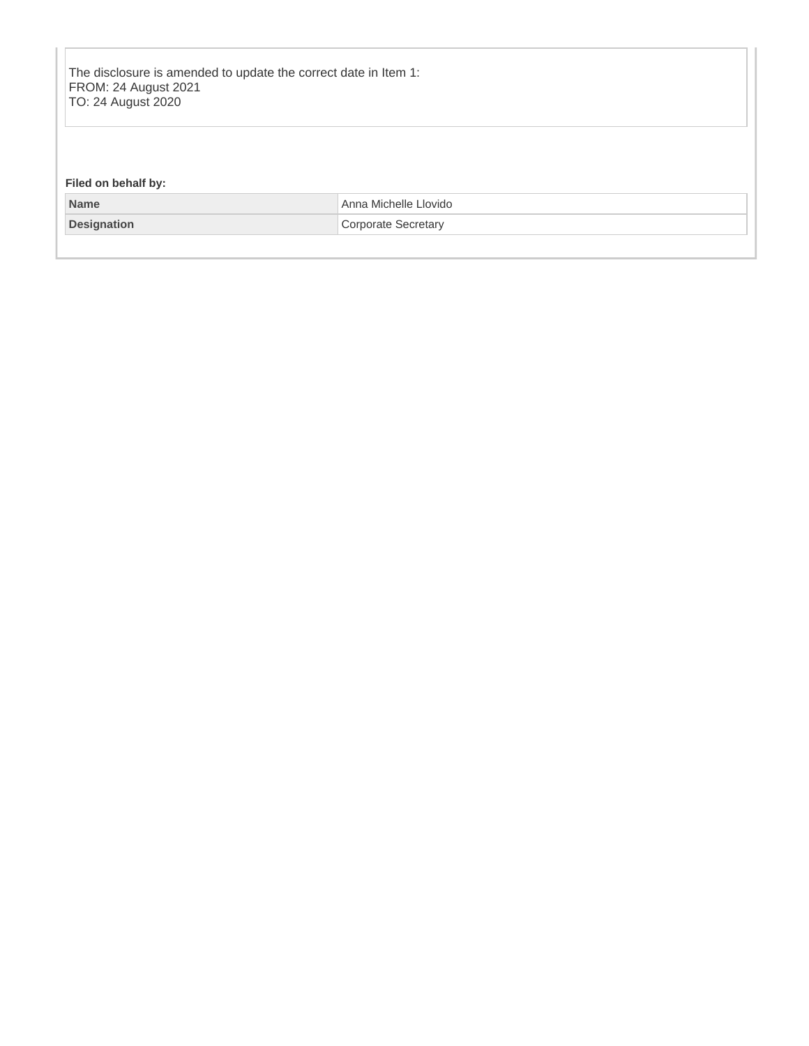The disclosure is amended to update the correct date in Item 1:
FROM: 24 August 2021
TO: 24 August 2020

**Filed on behalf by:**

| | |
|---|---|
| **Name** | Anna Michelle Llovido |
| **Designation** | Corporate Secretary |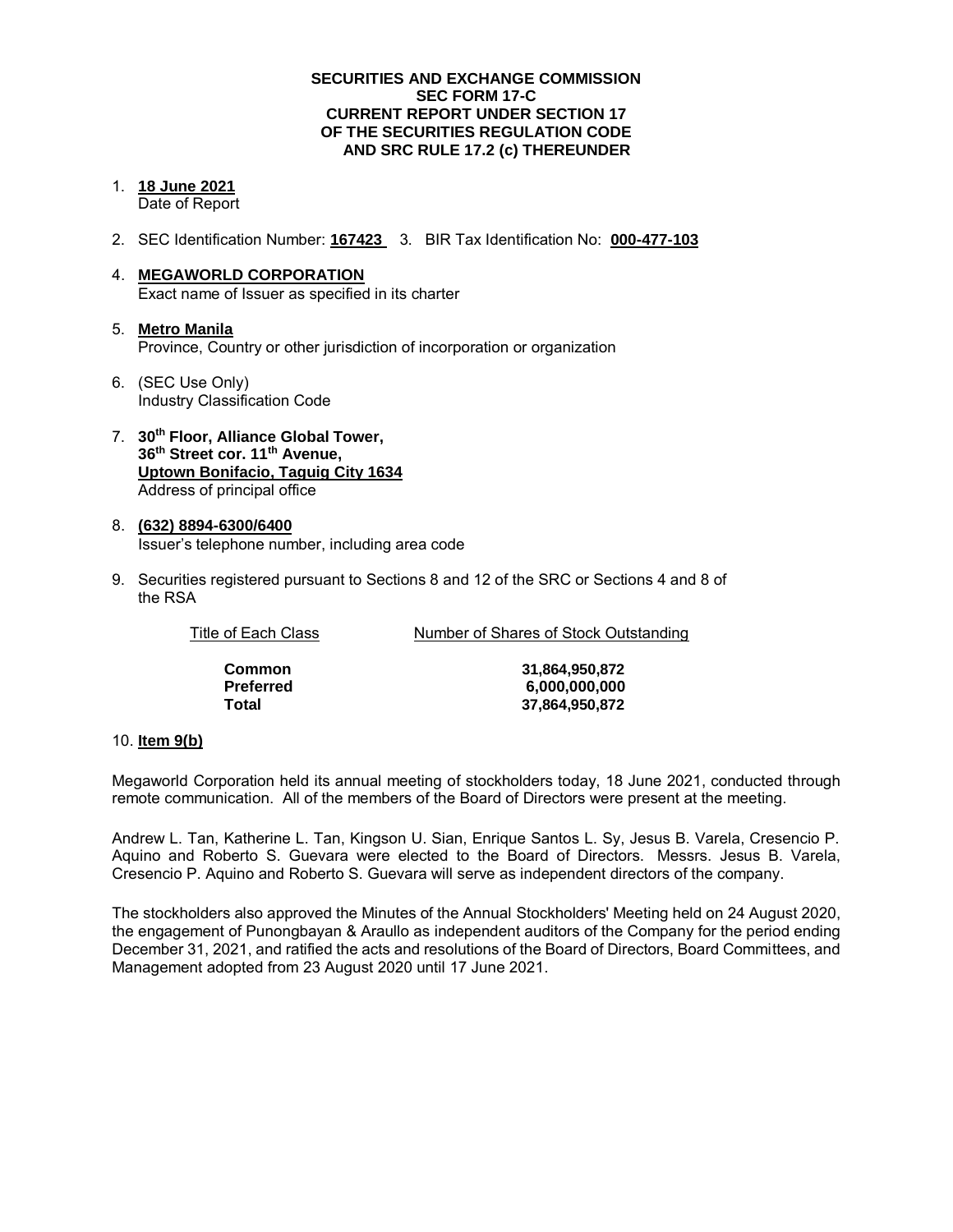**SECURITIES AND EXCHANGE COMMISSION**
**SEC FORM 17-C**
**CURRENT REPORT UNDER SECTION 17**
**OF THE SECURITIES REGULATION CODE**
**AND SRC RULE 17.2 (c) THEREUNDER**

1. **18 June 2021**
   Date of Report

2. SEC Identification Number: **167423** 3. BIR Tax Identification No: **000-477-103**

4. **MEGAWORLD CORPORATION**
   Exact name of Issuer as specified in its charter

5. **Metro Manila**
   Province, Country or other jurisdiction of incorporation or organization

6. (SEC Use Only)
   Industry Classification Code

7. **30th Floor, Alliance Global Tower,**
   **36th Street cor. 11th Avenue,**
   **Uptown Bonifacio, Taguig City 1634**
   Address of principal office

8. **(632) 8894-6300/6400**
   Issuer's telephone number, including area code

9. Securities registered pursuant to Sections 8 and 12 of the SRC or Sections 4 and 8 of the RSA

| Title of Each Class | Number of Shares of Stock Outstanding |
|---|---|
| **Common** | **31,864,950,872** |
| **Preferred** | **6,000,000,000** |
| **Total** | **37,864,950,872** |

10. **Item 9(b)**

Megaworld Corporation held its annual meeting of stockholders today, 18 June 2021, conducted through remote communication. All of the members of the Board of Directors were present at the meeting.

Andrew L. Tan, Katherine L. Tan, Kingson U. Sian, Enrique Santos L. Sy, Jesus B. Varela, Cresencio P. Aquino and Roberto S. Guevara were elected to the Board of Directors. Messrs. Jesus B. Varela, Cresencio P. Aquino and Roberto S. Guevara will serve as independent directors of the company.

The stockholders also approved the Minutes of the Annual Stockholders' Meeting held on 24 August 2020, the engagement of Punongbayan & Araullo as independent auditors of the Company for the period ending December 31, 2021, and ratified the acts and resolutions of the Board of Directors, Board Committees, and Management adopted from 23 August 2020 until 17 June 2021.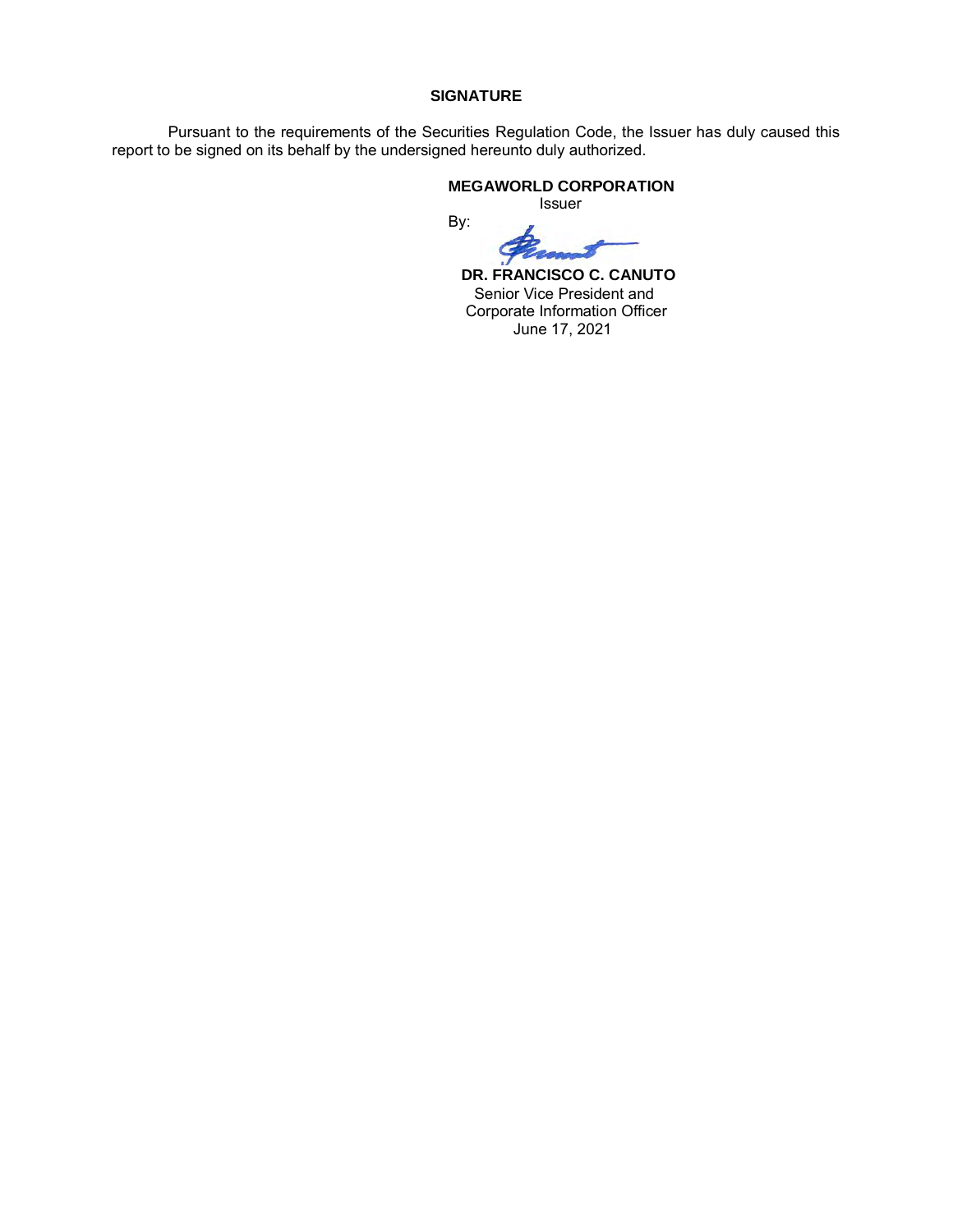## SIGNATURE

Pursuant to the requirements of the Securities Regulation Code, the Issuer has duly caused this report to be signed on its behalf by the undersigned hereunto duly authorized.

**MEGAWORLD CORPORATION**
Issuer

By:

**DR. FRANCISCO C. CANUTO**
Senior Vice President and
Corporate Information Officer
June 17, 2021